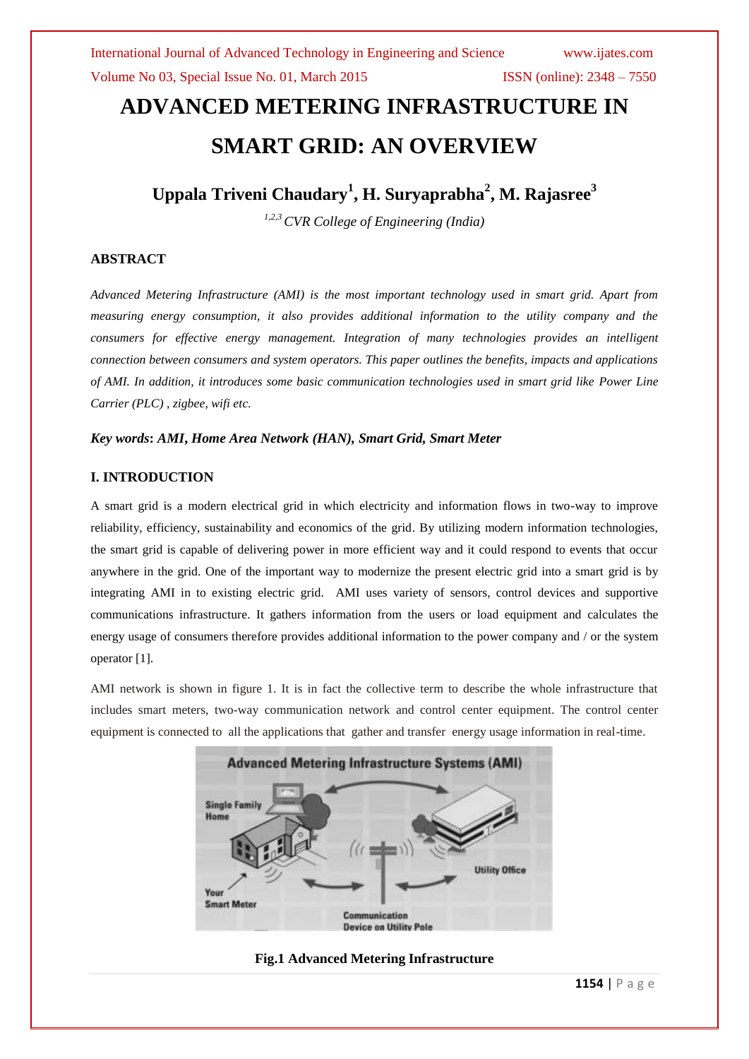# ADVANCED METERING INFRASTRUCTURE IN SMART GRID: AN OVERVIEW

## Uppala Triveni Chaudary[1], H. Suryaprabha[2], M. Rajasree[3]

*[1,2,3] CVR College of Engineering (India)*

### ABSTRACT

*Advanced Metering Infrastructure (AMI) is the most important technology used in smart grid. Apart from measuring energy consumption, it also provides additional information to the utility company and the consumers for effective energy management. Integration of many technologies provides an intelligent connection between consumers and system operators. This paper outlines the benefits, impacts and applications of AMI. In addition, it introduces some basic communication technologies used in smart grid like Power Line Carrier (PLC) , zigbee, wifi etc.*

***Key words*: *AMI, Home Area Network (HAN), Smart Grid, Smart Meter***

### I. INTRODUCTION

A smart grid is a modern electrical grid in which electricity and information flows in two-way to improve reliability, efficiency, sustainability and economics of the grid. By utilizing modern information technologies, the smart grid is capable of delivering power in more efficient way and it could respond to events that occur anywhere in the grid. One of the important way to modernize the present electric grid into a smart grid is by integrating AMI in to existing electric grid. AMI uses variety of sensors, control devices and supportive communications infrastructure. It gathers information from the users or load equipment and calculates the energy usage of consumers therefore provides additional information to the power company and / or the system operator [1].

AMI network is shown in figure 1. It is in fact the collective term to describe the whole infrastructure that includes smart meters, two-way communication network and control center equipment. The control center equipment is connected to all the applications that gather and transfer energy usage information in real-time.

**Fig.1 Advanced Metering Infrastructure**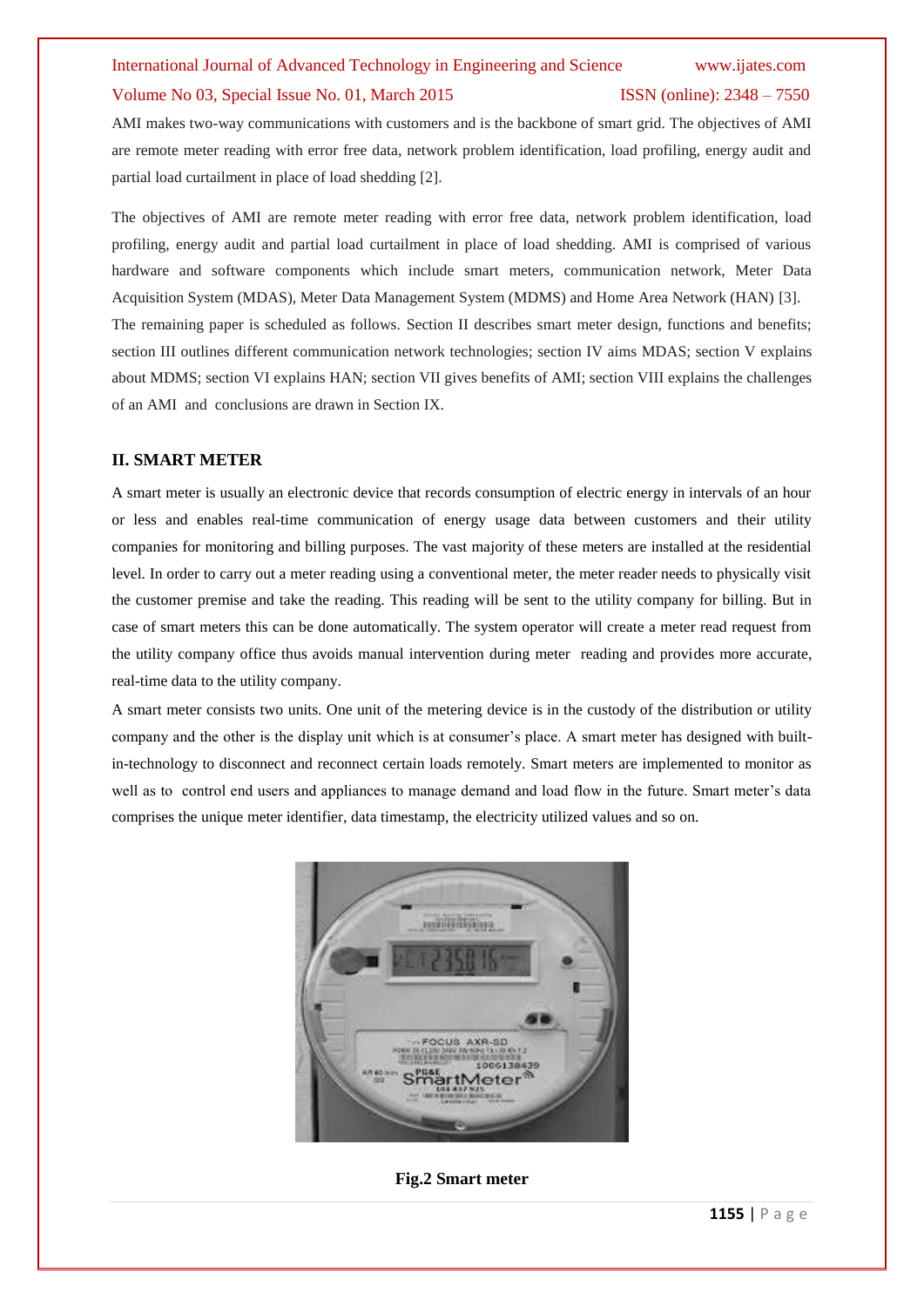AMI makes two-way communications with customers and is the backbone of smart grid. The objectives of AMI are remote meter reading with error free data, network problem identification, load profiling, energy audit and partial load curtailment in place of load shedding [2].

The objectives of AMI are remote meter reading with error free data, network problem identification, load profiling, energy audit and partial load curtailment in place of load shedding. AMI is comprised of various hardware and software components which include smart meters, communication network, Meter Data Acquisition System (MDAS), Meter Data Management System (MDMS) and Home Area Network (HAN) [3]. The remaining paper is scheduled as follows. Section II describes smart meter design, functions and benefits; section III outlines different communication network technologies; section IV aims MDAS; section V explains about MDMS; section VI explains HAN; section VII gives benefits of AMI; section VIII explains the challenges of an AMI and conclusions are drawn in Section IX.

## II. SMART METER

A smart meter is usually an electronic device that records consumption of electric energy in intervals of an hour or less and enables real-time communication of energy usage data between customers and their utility companies for monitoring and billing purposes. The vast majority of these meters are installed at the residential level. In order to carry out a meter reading using a conventional meter, the meter reader needs to physically visit the customer premise and take the reading. This reading will be sent to the utility company for billing. But in case of smart meters this can be done automatically. The system operator will create a meter read request from the utility company office thus avoids manual intervention during meter reading and provides more accurate, real-time data to the utility company.

A smart meter consists two units. One unit of the metering device is in the custody of the distribution or utility company and the other is the display unit which is at consumer's place. A smart meter has designed with built-in-technology to disconnect and reconnect certain loads remotely. Smart meters are implemented to monitor as well as to control end users and appliances to manage demand and load flow in the future. Smart meter's data comprises the unique meter identifier, data timestamp, the electricity utilized values and so on.

**Fig.2 Smart meter**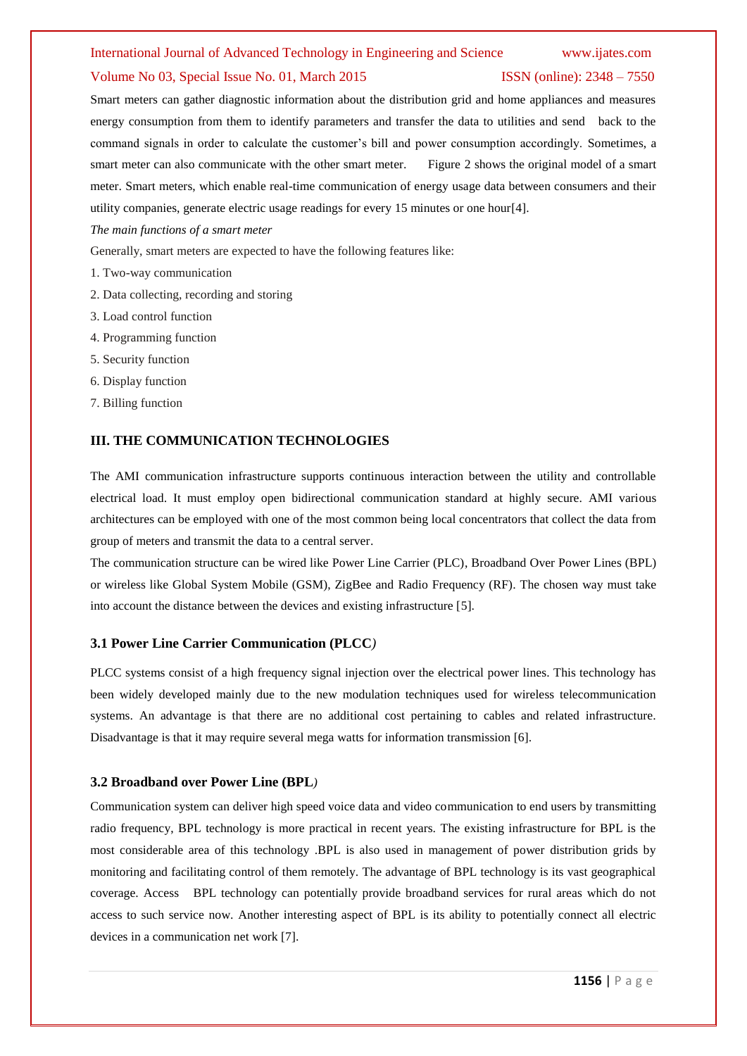Smart meters can gather diagnostic information about the distribution grid and home appliances and measures energy consumption from them to identify parameters and transfer the data to utilities and send back to the command signals in order to calculate the customer's bill and power consumption accordingly. Sometimes, a smart meter can also communicate with the other smart meter. Figure 2 shows the original model of a smart meter. Smart meters, which enable real-time communication of energy usage data between consumers and their utility companies, generate electric usage readings for every 15 minutes or one hour[4].

*The main functions of a smart meter*

Generally, smart meters are expected to have the following features like:

1. Two-way communication
2. Data collecting, recording and storing
3. Load control function
4. Programming function
5. Security function
6. Display function
7. Billing function

## III. THE COMMUNICATION TECHNOLOGIES

The AMI communication infrastructure supports continuous interaction between the utility and controllable electrical load. It must employ open bidirectional communication standard at highly secure. AMI various architectures can be employed with one of the most common being local concentrators that collect the data from group of meters and transmit the data to a central server.

The communication structure can be wired like Power Line Carrier (PLC), Broadband Over Power Lines (BPL) or wireless like Global System Mobile (GSM), ZigBee and Radio Frequency (RF). The chosen way must take into account the distance between the devices and existing infrastructure [5].

### 3.1 Power Line Carrier Communication (PLCC*)*

PLCC systems consist of a high frequency signal injection over the electrical power lines. This technology has been widely developed mainly due to the new modulation techniques used for wireless telecommunication systems. An advantage is that there are no additional cost pertaining to cables and related infrastructure. Disadvantage is that it may require several mega watts for information transmission [6].

### 3.2 Broadband over Power Line (BPL*)*

Communication system can deliver high speed voice data and video communication to end users by transmitting radio frequency, BPL technology is more practical in recent years. The existing infrastructure for BPL is the most considerable area of this technology .BPL is also used in management of power distribution grids by monitoring and facilitating control of them remotely. The advantage of BPL technology is its vast geographical coverage. Access BPL technology can potentially provide broadband services for rural areas which do not access to such service now. Another interesting aspect of BPL is its ability to potentially connect all electric devices in a communication net work [7].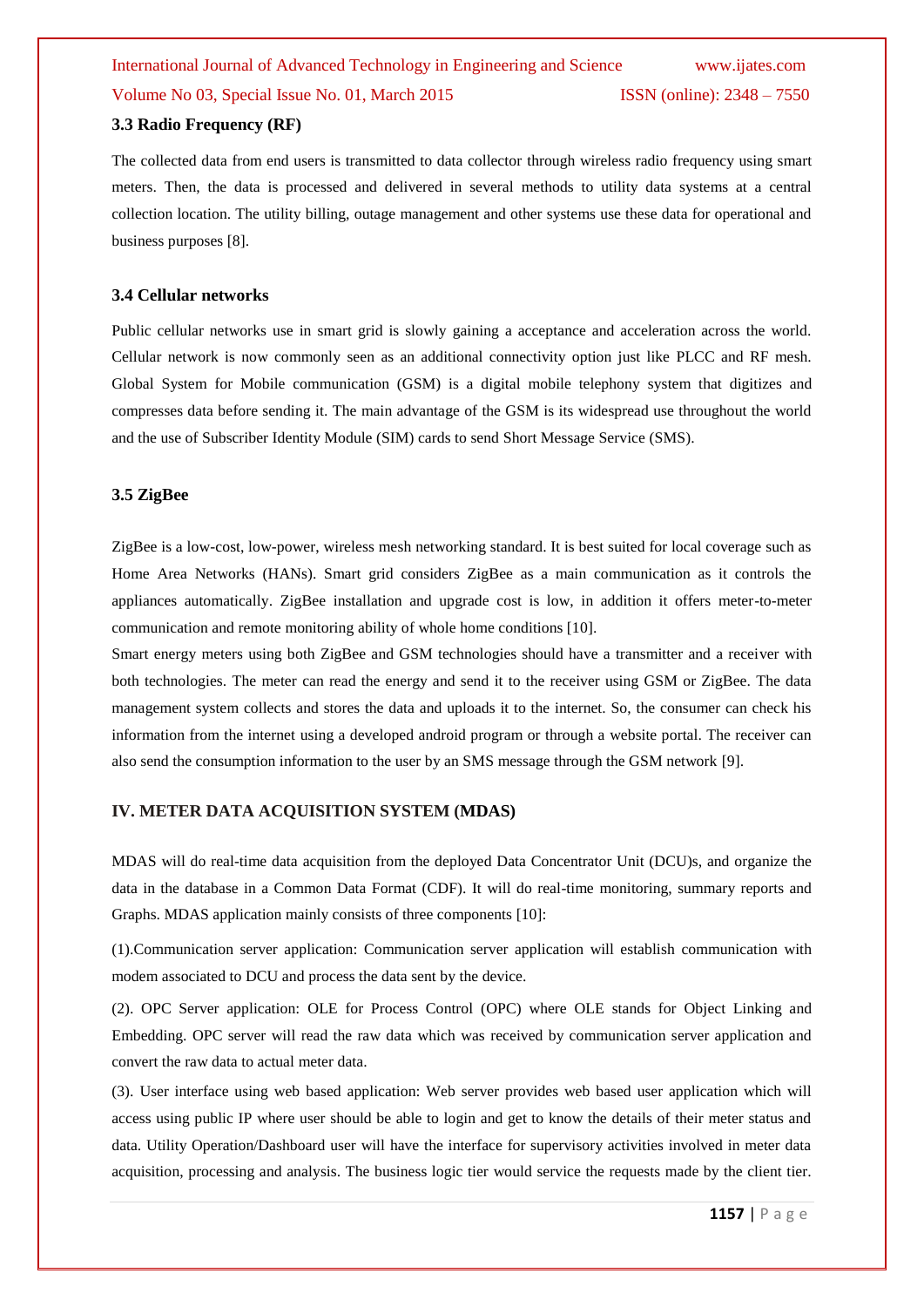### 3.3 Radio Frequency (RF)

The collected data from end users is transmitted to data collector through wireless radio frequency using smart meters. Then, the data is processed and delivered in several methods to utility data systems at a central collection location. The utility billing, outage management and other systems use these data for operational and business purposes [8].

### 3.4 Cellular networks

Public cellular networks use in smart grid is slowly gaining a acceptance and acceleration across the world. Cellular network is now commonly seen as an additional connectivity option just like PLCC and RF mesh. Global System for Mobile communication (GSM) is a digital mobile telephony system that digitizes and compresses data before sending it. The main advantage of the GSM is its widespread use throughout the world and the use of Subscriber Identity Module (SIM) cards to send Short Message Service (SMS).

### 3.5 ZigBee

ZigBee is a low-cost, low-power, wireless mesh networking standard. It is best suited for local coverage such as Home Area Networks (HANs). Smart grid considers ZigBee as a main communication as it controls the appliances automatically. ZigBee installation and upgrade cost is low, in addition it offers meter-to-meter communication and remote monitoring ability of whole home conditions [10].

Smart energy meters using both ZigBee and GSM technologies should have a transmitter and a receiver with both technologies. The meter can read the energy and send it to the receiver using GSM or ZigBee. The data management system collects and stores the data and uploads it to the internet. So, the consumer can check his information from the internet using a developed android program or through a website portal. The receiver can also send the consumption information to the user by an SMS message through the GSM network [9].

## IV. METER DATA ACQUISITION SYSTEM (MDAS)

MDAS will do real-time data acquisition from the deployed Data Concentrator Unit (DCU)s, and organize the data in the database in a Common Data Format (CDF). It will do real-time monitoring, summary reports and Graphs. MDAS application mainly consists of three components [10]:

(1).Communication server application: Communication server application will establish communication with modem associated to DCU and process the data sent by the device.

(2). OPC Server application: OLE for Process Control (OPC) where OLE stands for Object Linking and Embedding. OPC server will read the raw data which was received by communication server application and convert the raw data to actual meter data.

(3). User interface using web based application: Web server provides web based user application which will access using public IP where user should be able to login and get to know the details of their meter status and data. Utility Operation/Dashboard user will have the interface for supervisory activities involved in meter data acquisition, processing and analysis. The business logic tier would service the requests made by the client tier.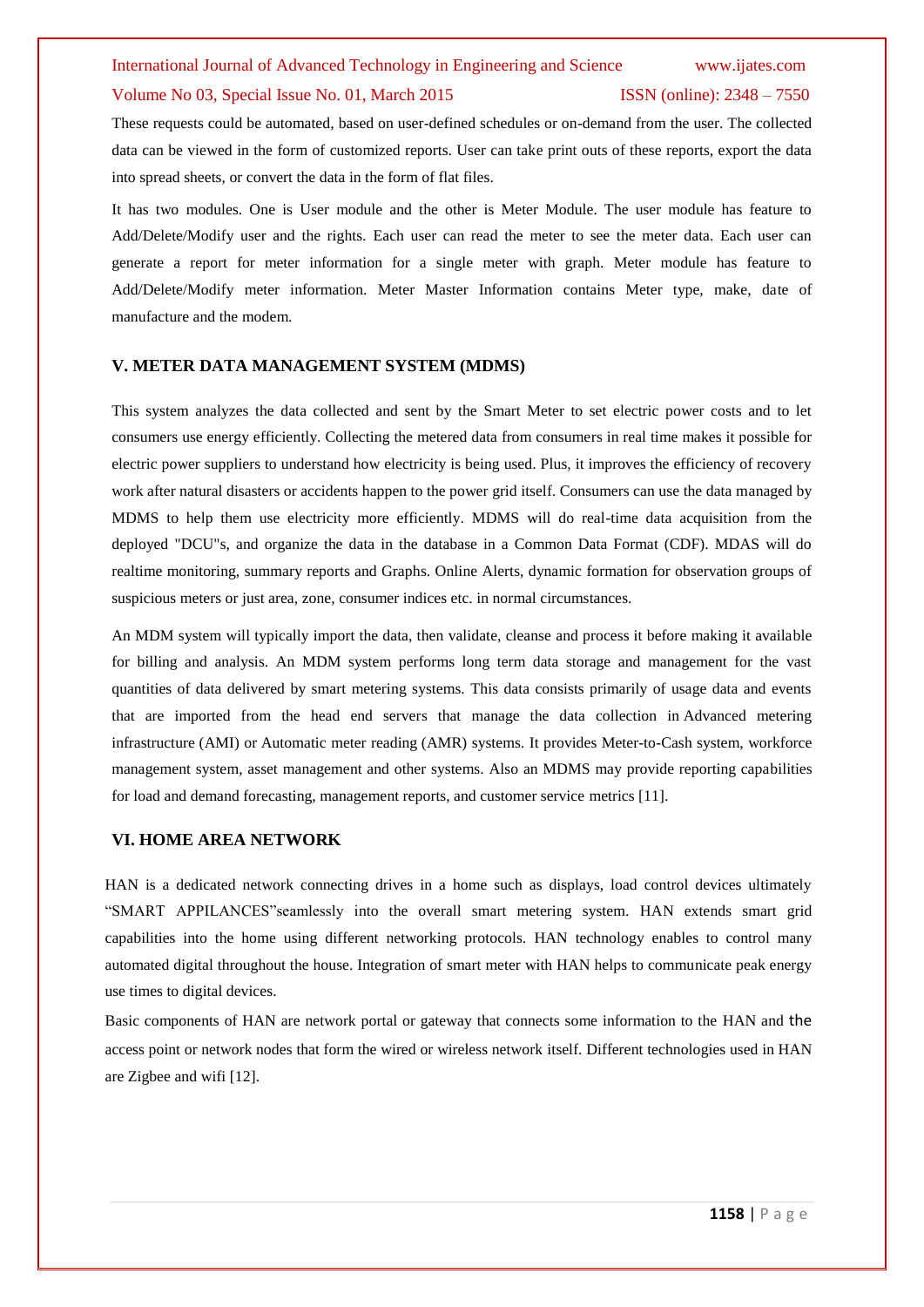These requests could be automated, based on user-defined schedules or on-demand from the user. The collected data can be viewed in the form of customized reports. User can take print outs of these reports, export the data into spread sheets, or convert the data in the form of flat files.

It has two modules. One is User module and the other is Meter Module. The user module has feature to Add/Delete/Modify user and the rights. Each user can read the meter to see the meter data. Each user can generate a report for meter information for a single meter with graph. Meter module has feature to Add/Delete/Modify meter information. Meter Master Information contains Meter type, make, date of manufacture and the modem.

## V. METER DATA MANAGEMENT SYSTEM (MDMS)

This system analyzes the data collected and sent by the Smart Meter to set electric power costs and to let consumers use energy efficiently. Collecting the metered data from consumers in real time makes it possible for electric power suppliers to understand how electricity is being used. Plus, it improves the efficiency of recovery work after natural disasters or accidents happen to the power grid itself. Consumers can use the data managed by MDMS to help them use electricity more efficiently. MDMS will do real-time data acquisition from the deployed "DCU"s, and organize the data in the database in a Common Data Format (CDF). MDAS will do realtime monitoring, summary reports and Graphs. Online Alerts, dynamic formation for observation groups of suspicious meters or just area, zone, consumer indices etc. in normal circumstances.

An MDM system will typically import the data, then validate, cleanse and process it before making it available for billing and analysis. An MDM system performs long term data storage and management for the vast quantities of data delivered by smart metering systems. This data consists primarily of usage data and events that are imported from the head end servers that manage the data collection in Advanced metering infrastructure (AMI) or Automatic meter reading (AMR) systems. It provides Meter-to-Cash system, workforce management system, asset management and other systems. Also an MDMS may provide reporting capabilities for load and demand forecasting, management reports, and customer service metrics [11].

## VI. HOME AREA NETWORK

HAN is a dedicated network connecting drives in a home such as displays, load control devices ultimately "SMART APPILANCES"seamlessly into the overall smart metering system. HAN extends smart grid capabilities into the home using different networking protocols. HAN technology enables to control many automated digital throughout the house. Integration of smart meter with HAN helps to communicate peak energy use times to digital devices.

Basic components of HAN are network portal or gateway that connects some information to the HAN and the access point or network nodes that form the wired or wireless network itself. Different technologies used in HAN are Zigbee and wifi [12].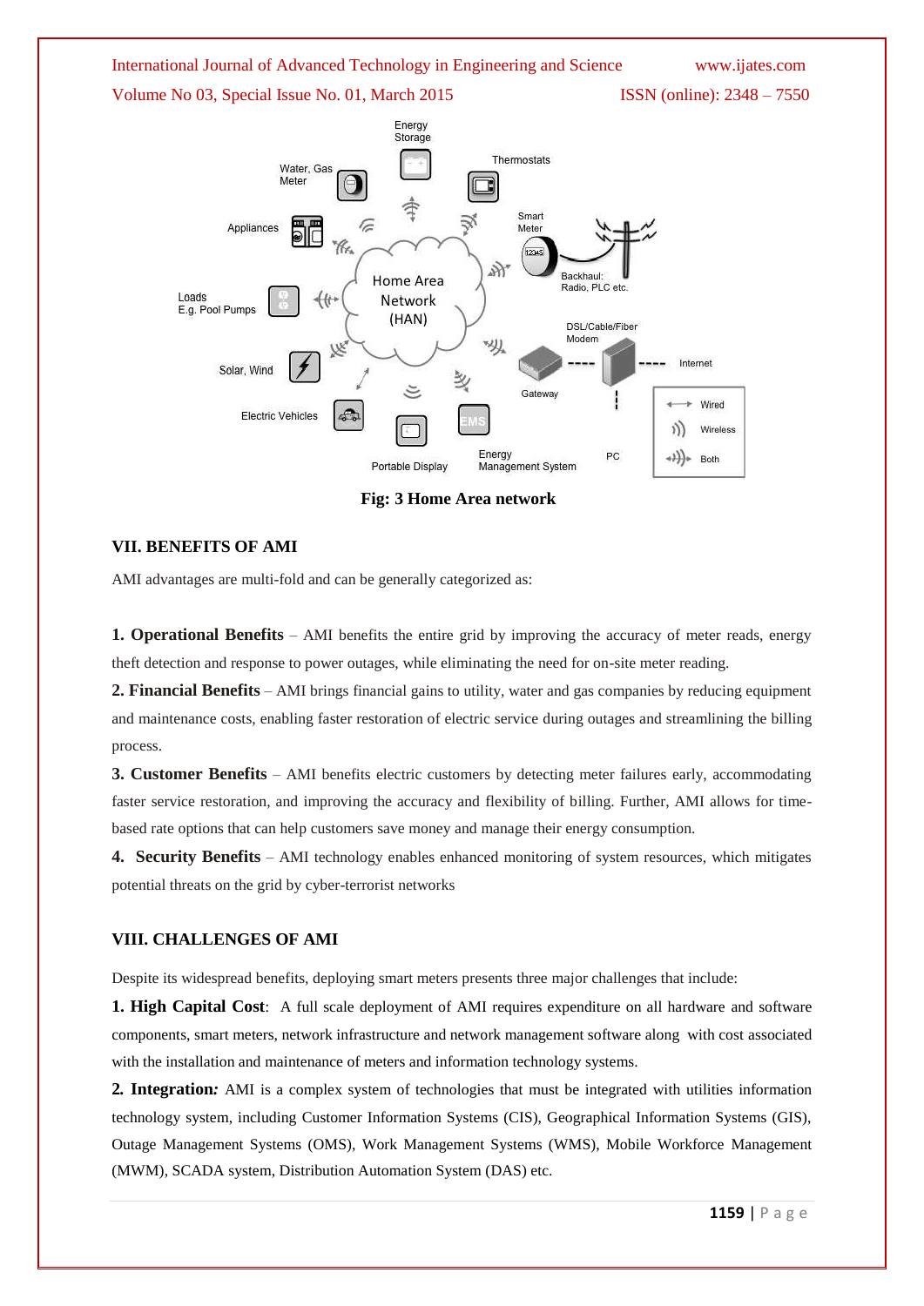Fig: 3 Home Area network

## VII. BENEFITS OF AMI

AMI advantages are multi-fold and can be generally categorized as:

**1. Operational Benefits** – AMI benefits the entire grid by improving the accuracy of meter reads, energy theft detection and response to power outages, while eliminating the need for on-site meter reading.

**2. Financial Benefits** – AMI brings financial gains to utility, water and gas companies by reducing equipment and maintenance costs, enabling faster restoration of electric service during outages and streamlining the billing process.

**3. Customer Benefits** – AMI benefits electric customers by detecting meter failures early, accommodating faster service restoration, and improving the accuracy and flexibility of billing. Further, AMI allows for time-based rate options that can help customers save money and manage their energy consumption.

**4. Security Benefits** – AMI technology enables enhanced monitoring of system resources, which mitigates potential threats on the grid by cyber-terrorist networks

## VIII. CHALLENGES OF AMI

Despite its widespread benefits, deploying smart meters presents three major challenges that include:

**1. High Capital Cost**: A full scale deployment of AMI requires expenditure on all hardware and software components, smart meters, network infrastructure and network management software along with cost associated with the installation and maintenance of meters and information technology systems.

**2. Integration*:*** AMI is a complex system of technologies that must be integrated with utilities information technology system, including Customer Information Systems (CIS), Geographical Information Systems (GIS), Outage Management Systems (OMS), Work Management Systems (WMS), Mobile Workforce Management (MWM), SCADA system, Distribution Automation System (DAS) etc.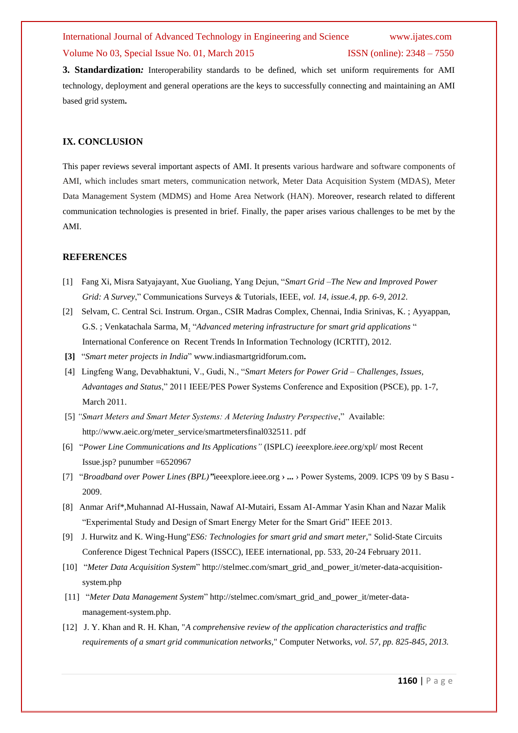**3. Standardization***:* Interoperability standards to be defined, which set uniform requirements for AMI technology, deployment and general operations are the keys to successfully connecting and maintaining an AMI based grid system**.**

## IX. CONCLUSION

This paper reviews several important aspects of AMI. It presents various hardware and software components of AMI, which includes smart meters, communication network, Meter Data Acquisition System (MDAS), Meter Data Management System (MDMS) and Home Area Network (HAN). Moreover, research related to different communication technologies is presented in brief. Finally, the paper arises various challenges to be met by the AMI.

## REFERENCES

[1] Fang Xi, Misra Satyajayant, Xue Guoliang, Yang Dejun, "*Smart Grid –The New and Improved Power Grid: A Survey*," Communications Surveys & Tutorials, IEEE, *vol. 14, issue.4, pp. 6-9, 2012*.

[2] Selvam, C. Central Sci. Instrum. Organ., CSIR Madras Complex, Chennai, India Srinivas, K. ; Ayyappan, G.S. ; Venkatachala Sarma, M. "*Advanced metering infrastructure for smart grid applications* " International Conference on Recent Trends In Information Technology (ICRTIT), 2012.

**[3]** "*Smart meter projects in India*" www.indiasmartgridforum.com**.**

[4] Lingfeng Wang, Devabhaktuni, V., Gudi, N., "*Smart Meters for Power Grid – Challenges, Issues, Advantages and Status*," 2011 IEEE/PES Power Systems Conference and Exposition (PSCE), pp. 1-7, March 2011.

[5] *"Smart Meters and Smart Meter Systems: A Metering Industry Perspective*," Available: http://www.aeic.org/meter_service/smartmetersfinal032511. pdf

[6] "*Power Line Communications and Its Applications"* (ISPLC) *ieee*xplore.*ieee*.org/xpl/ most Recent Issue.jsp? punumber =6520967

[7] "*Broadband over Power Lines (BPL)***"**ieeexplore.ieee.org **› ...** › Power Systems, 2009. ICPS '09 by S Basu - 2009.

[8] Anmar Arif*,Muhannad AI-Hussain, Nawaf AI-Mutairi, Essam AI-Ammar Yasin Khan and Nazar Malik "Experimental Study and Design of Smart Energy Meter for the Smart Grid" IEEE 2013.

[9] J. Hurwitz and K. Wing-Hung"*ES6: Technologies for smart grid and smart meter*," Solid-State Circuits Conference Digest Technical Papers (ISSCC), IEEE international, pp. 533, 20-24 February 2011.

[10] "*Meter Data Acquisition System*" http://stelmec.com/smart_grid_and_power_it/meter-data-acquisition-system.php

[11] "*Meter Data Management System*" http://stelmec.com/smart_grid_and_power_it/meter-data-management-system.php.

[12] J. Y. Khan and R. H. Khan, "*A comprehensive review of the application characteristics and traffic requirements of a smart grid communication networks*," Computer Networks, *vol. 57, pp. 825-845, 2013.*